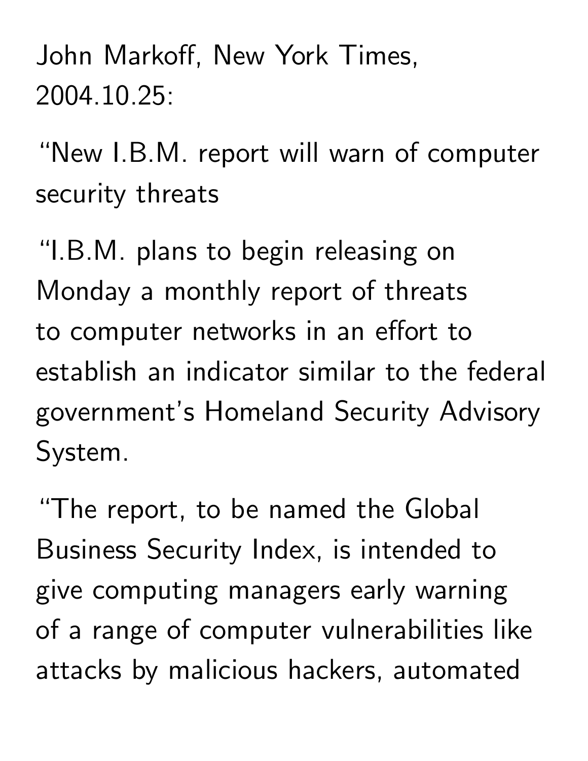John Markoff, New York Times, 2004.10.25:

"New I.B.M. report will warn of computer security threats

"I.B.M. plans to begin releasing on Monday a monthly report of threats to computer networks in an effort to establish an indicator similar to the federal government's Homeland Security Advisory System.

"The report, to be named the Global Business Security Index, is intended to give computing managers early warning of a range of computer vulnerabilities like attacks by malicious hackers, automated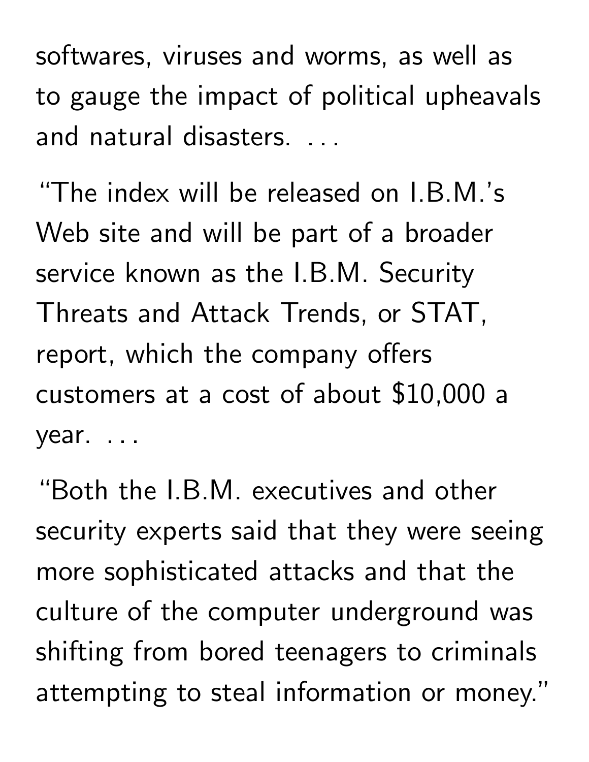softwares, viruses and worms, as well as to gauge the impact of political upheavals and natural disasters. . . .

"The index will be released on I.B.M.'s Web site and will be part of a broader service known as the I.B.M. Security Threats and Attack Trends, or STAT, report, which the company offers customers at a cost of about $10,000 a year. . . .

"Both the I.B.M. executives and other security experts said that they were seeing more sophisticated attacks and that the culture of the computer underground was shifting from bored teenagers to criminals attempting to steal information or money."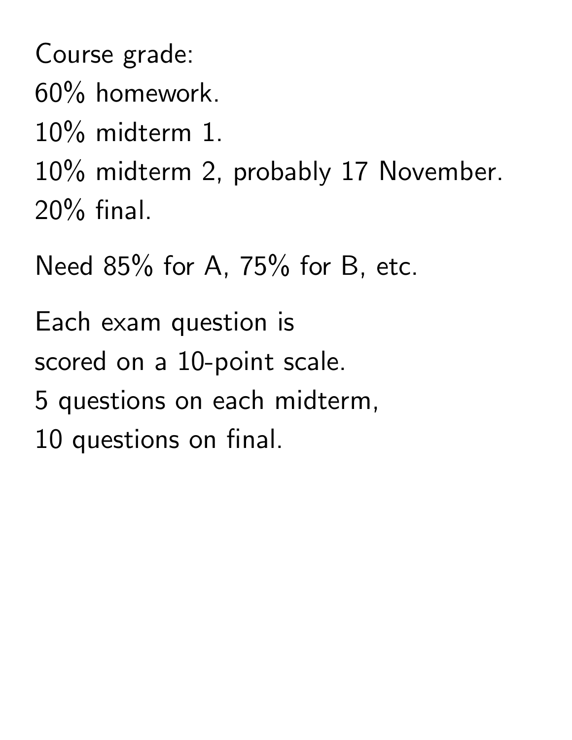Course grade:
60% homework.
10% midterm 1.
10% midterm 2, probably 17 November.
20% final.

Need 85% for A, 75% for B, etc.

Each exam question is
scored on a 10-point scale.
5 questions on each midterm,
10 questions on final.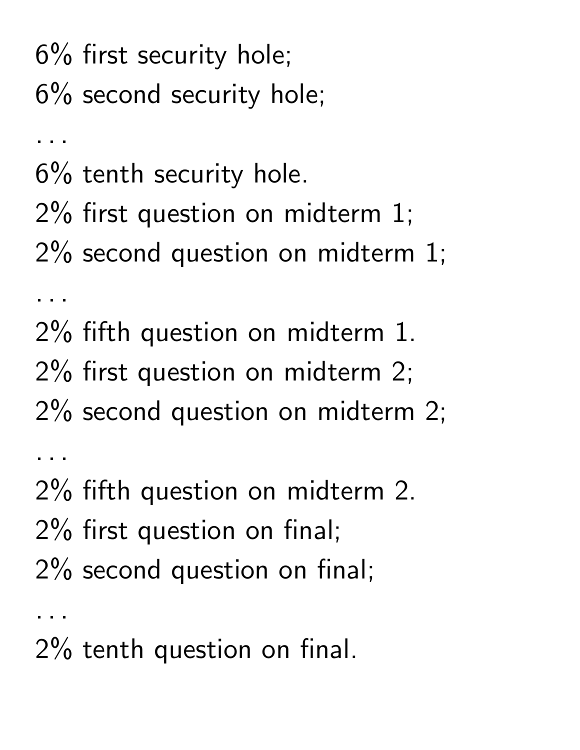6% first security hole;

6% second security hole;

. . .

6% tenth security hole.

2% first question on midterm 1;

2% second question on midterm 1;

. . .

2% fifth question on midterm 1.

2% first question on midterm 2;

2% second question on midterm 2;

. . .

2% fifth question on midterm 2.

2% first question on final;

2% second question on final;

. . .

2% tenth question on final.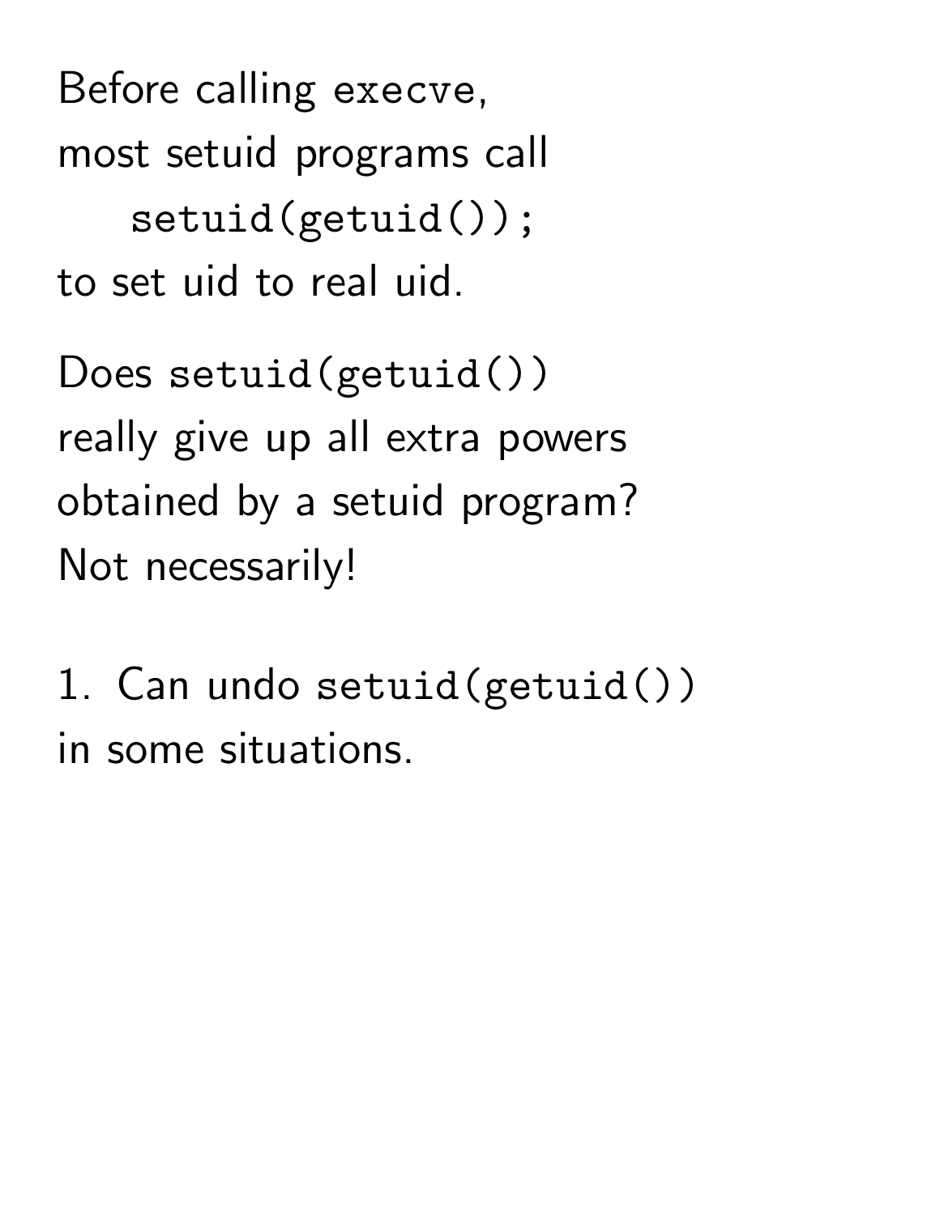Before calling `execve`,
most setuid programs call

```
setuid(getuid());
```

to set uid to real uid.

Does `setuid(getuid())`
really give up all extra powers
obtained by a setuid program?
Not necessarily!

1. Can undo `setuid(getuid())`
in some situations.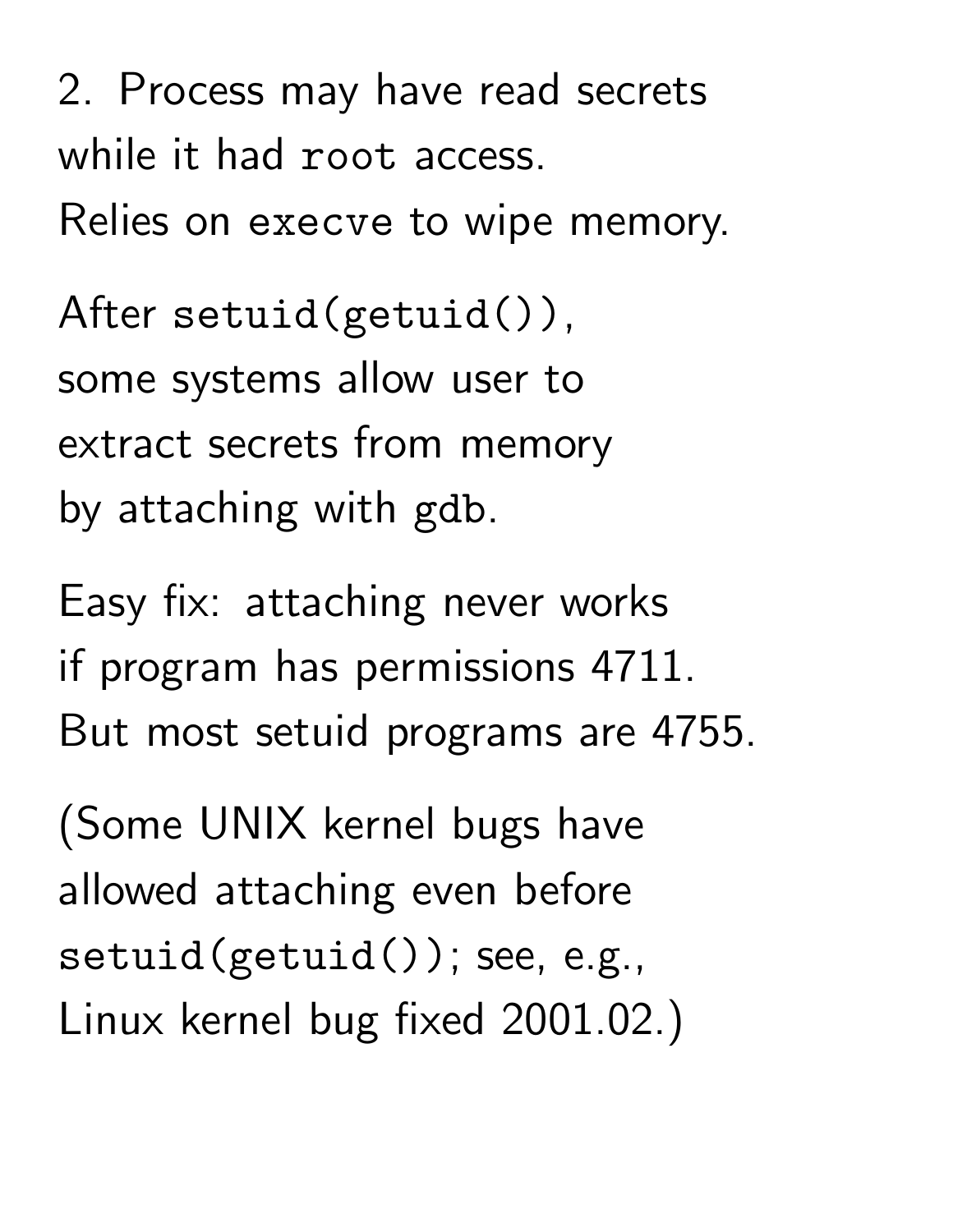2. Process may have read secrets while it had `root` access. Relies on `execve` to wipe memory.

After `setuid(getuid())`, some systems allow user to extract secrets from memory by attaching with `gdb`.

Easy fix: attaching never works if program has permissions 4711. But most setuid programs are 4755.

(Some UNIX kernel bugs have allowed attaching even before `setuid(getuid())`; see, e.g., Linux kernel bug fixed 2001.02.)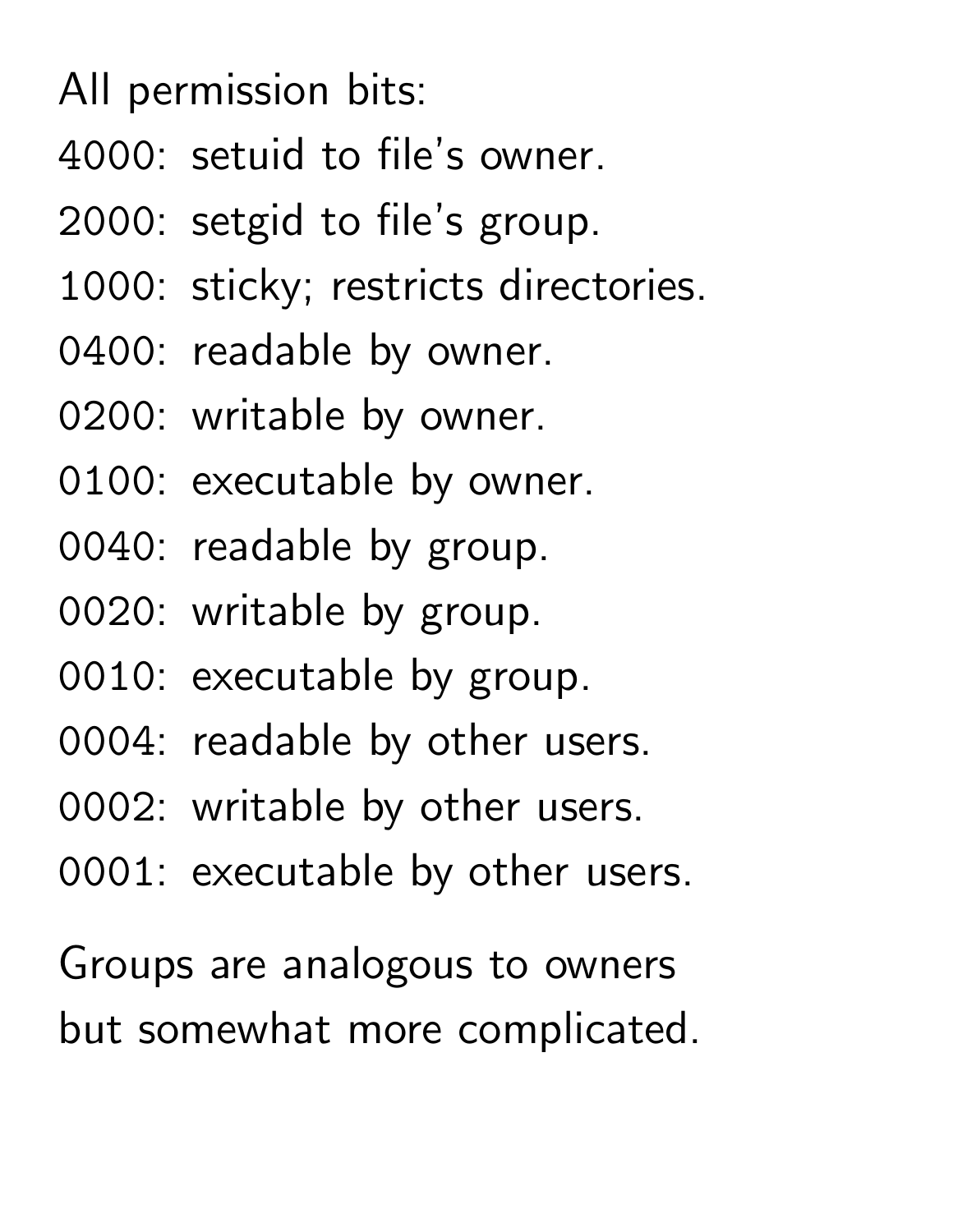All permission bits:

4000: setuid to file's owner.

2000: setgid to file's group.

1000: sticky; restricts directories.

0400: readable by owner.

0200: writable by owner.

0100: executable by owner.

0040: readable by group.

0020: writable by group.

0010: executable by group.

0004: readable by other users.

0002: writable by other users.

0001: executable by other users.

Groups are analogous to owners but somewhat more complicated.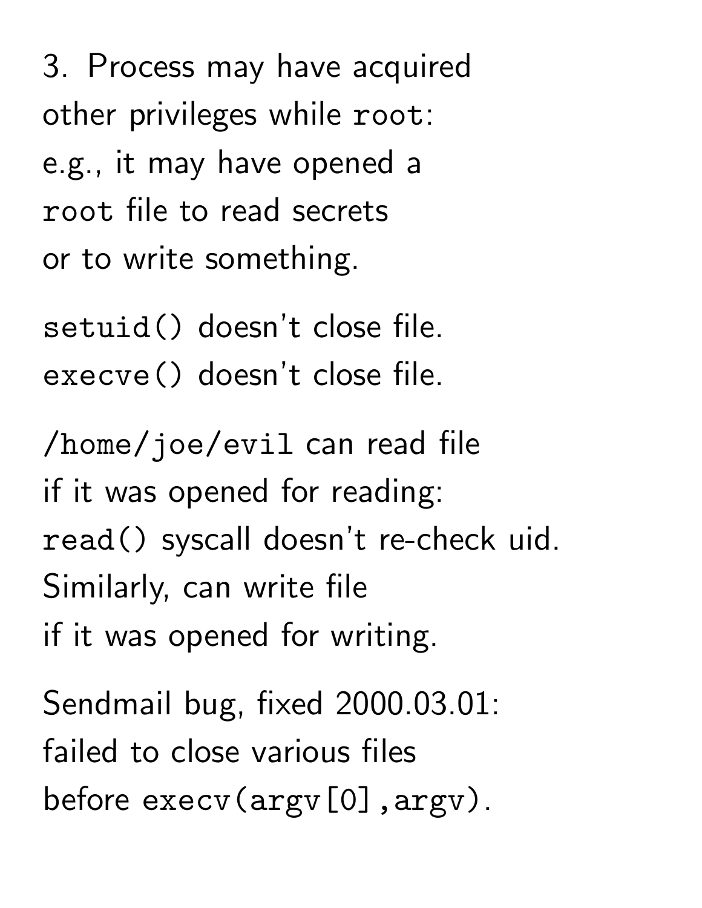3. Process may have acquired other privileges while `root`: e.g., it may have opened a `root` file to read secrets or to write something.

`setuid()` doesn't close file.
`execve()` doesn't close file.

`/home/joe/evil` can read file if it was opened for reading: `read()` syscall doesn't re-check uid. Similarly, can write file if it was opened for writing.

Sendmail bug, fixed 2000.03.01: failed to close various files before `execv(argv[0],argv)`.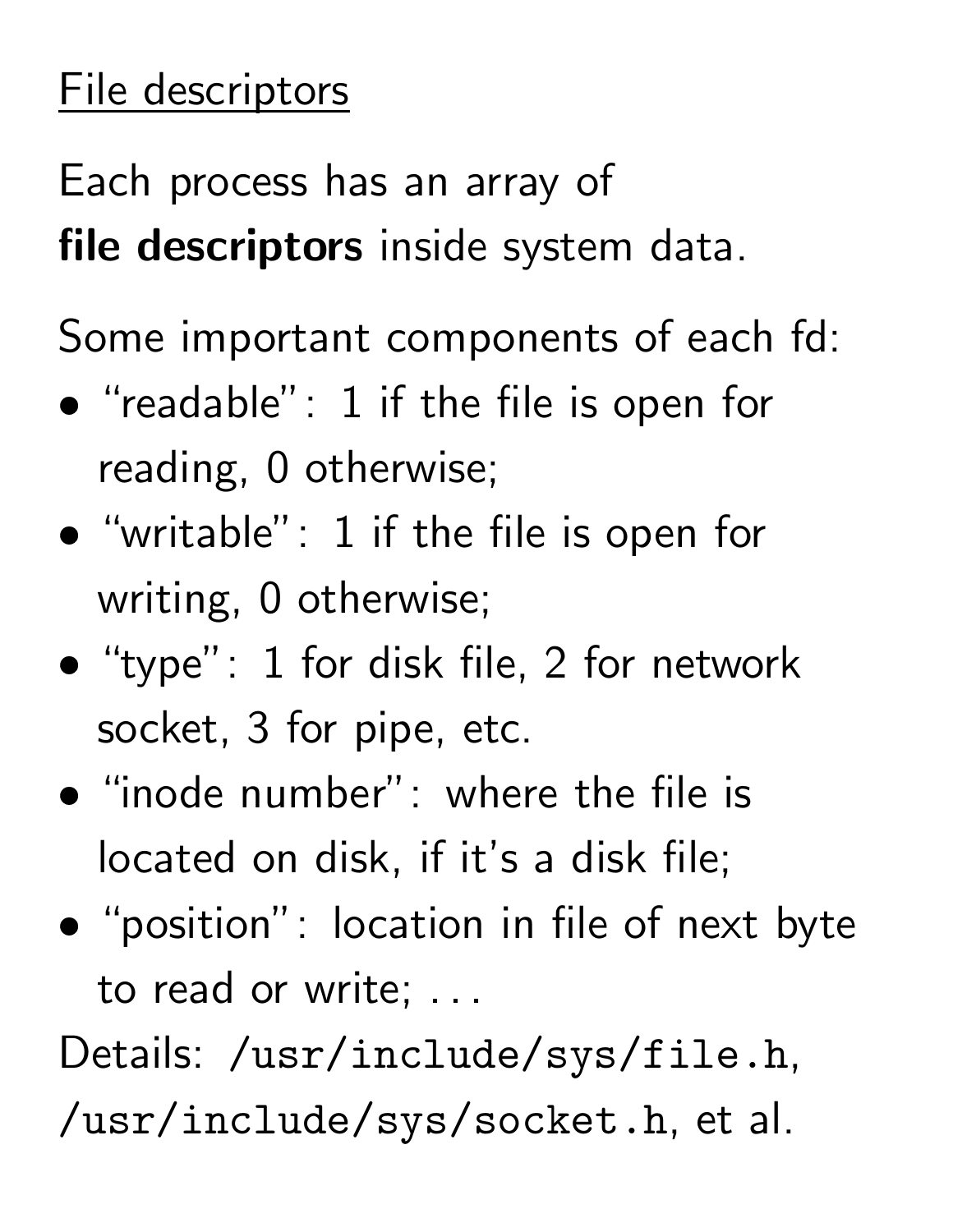## File descriptors

Each process has an array of **file descriptors** inside system data.

Some important components of each fd:

- "readable": 1 if the file is open for reading, 0 otherwise;
- "writable": 1 if the file is open for writing, 0 otherwise;
- "type": 1 for disk file, 2 for network socket, 3 for pipe, etc.
- "inode number": where the file is located on disk, if it's a disk file;
- "position": location in file of next byte to read or write; ...

Details: `/usr/include/sys/file.h`, `/usr/include/sys/socket.h`, et al.